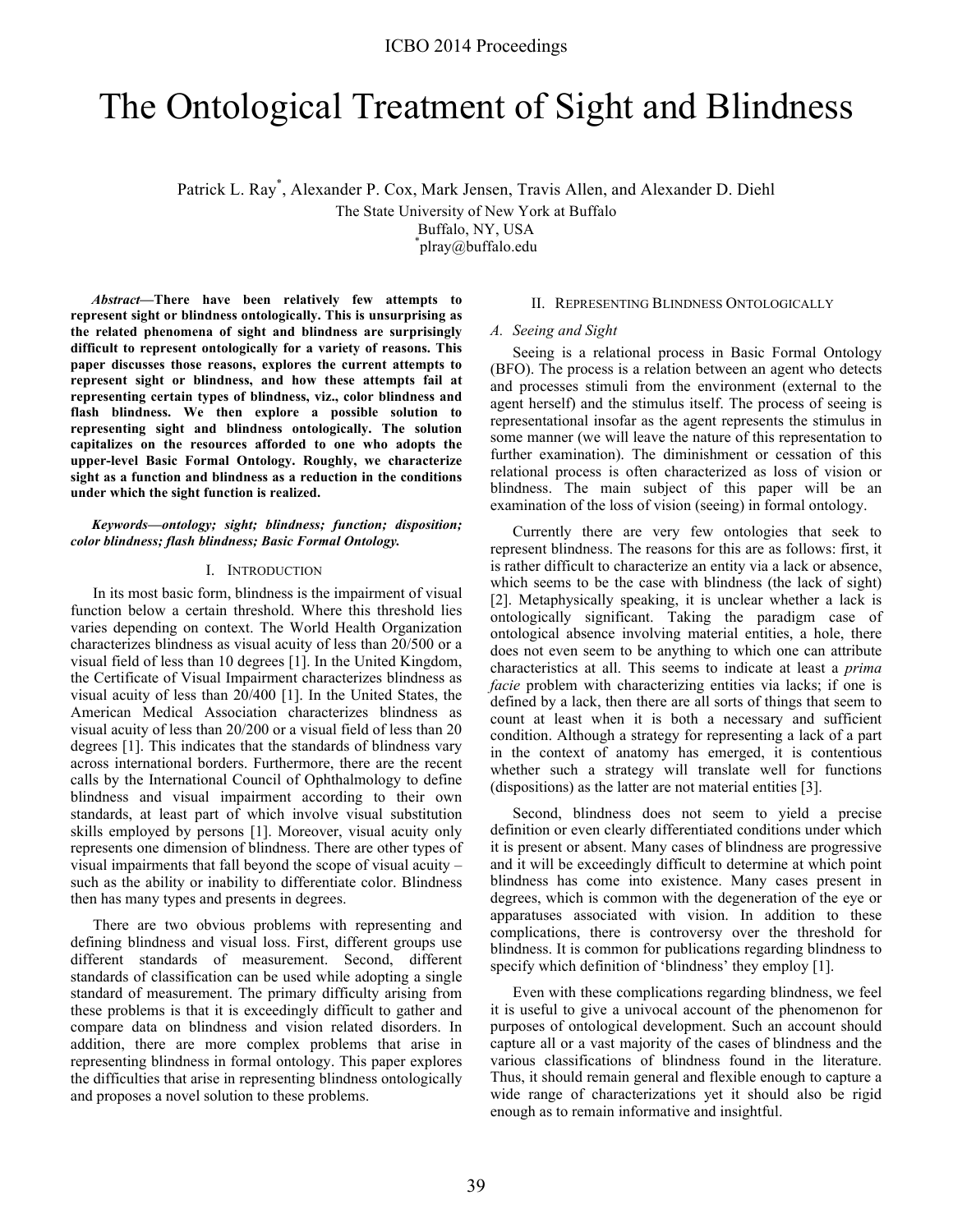# The Ontological Treatment of Sight and Blindness

Patrick L. Ray*, Alexander P. Cox, Mark Jensen, Travis Allen, and Alexander D. Diehl

The State University of New York at Buffalo
Buffalo, NY, USA
*plray@buffalo.edu

***Abstract*—There have been relatively few attempts to represent sight or blindness ontologically. This is unsurprising as the related phenomena of sight and blindness are surprisingly difficult to represent ontologically for a variety of reasons. This paper discusses those reasons, explores the current attempts to represent sight or blindness, and how these attempts fail at representing certain types of blindness, viz., color blindness and flash blindness. We then explore a possible solution to representing sight and blindness ontologically. The solution capitalizes on the resources afforded to one who adopts the upper-level Basic Formal Ontology. Roughly, we characterize sight as a function and blindness as a reduction in the conditions under which the sight function is realized.**

***Keywords—ontology; sight; blindness; function; disposition; color blindness; flash blindness; Basic Formal Ontology.***

## I. Introduction

In its most basic form, blindness is the impairment of visual function below a certain threshold. Where this threshold lies varies depending on context. The World Health Organization characterizes blindness as visual acuity of less than 20/500 or a visual field of less than 10 degrees [1]. In the United Kingdom, the Certificate of Visual Impairment characterizes blindness as visual acuity of less than 20/400 [1]. In the United States, the American Medical Association characterizes blindness as visual acuity of less than 20/200 or a visual field of less than 20 degrees [1]. This indicates that the standards of blindness vary across international borders. Furthermore, there are the recent calls by the International Council of Ophthalmology to define blindness and visual impairment according to their own standards, at least part of which involve visual substitution skills employed by persons [1]. Moreover, visual acuity only represents one dimension of blindness. There are other types of visual impairments that fall beyond the scope of visual acuity – such as the ability or inability to differentiate color. Blindness then has many types and presents in degrees.

There are two obvious problems with representing and defining blindness and visual loss. First, different groups use different standards of measurement. Second, different standards of classification can be used while adopting a single standard of measurement. The primary difficulty arising from these problems is that it is exceedingly difficult to gather and compare data on blindness and vision related disorders. In addition, there are more complex problems that arise in representing blindness in formal ontology. This paper explores the difficulties that arise in representing blindness ontologically and proposes a novel solution to these problems.

## II. Representing Blindness Ontologically

### *A. Seeing and Sight*

Seeing is a relational process in Basic Formal Ontology (BFO). The process is a relation between an agent who detects and processes stimuli from the environment (external to the agent herself) and the stimulus itself. The process of seeing is representational insofar as the agent represents the stimulus in some manner (we will leave the nature of this representation to further examination). The diminishment or cessation of this relational process is often characterized as loss of vision or blindness. The main subject of this paper will be an examination of the loss of vision (seeing) in formal ontology.

Currently there are very few ontologies that seek to represent blindness. The reasons for this are as follows: first, it is rather difficult to characterize an entity via a lack or absence, which seems to be the case with blindness (the lack of sight) [2]. Metaphysically speaking, it is unclear whether a lack is ontologically significant. Taking the paradigm case of ontological absence involving material entities, a hole, there does not even seem to be anything to which one can attribute characteristics at all. This seems to indicate at least a *prima facie* problem with characterizing entities via lacks; if one is defined by a lack, then there are all sorts of things that seem to count at least when it is both a necessary and sufficient condition. Although a strategy for representing a lack of a part in the context of anatomy has emerged, it is contentious whether such a strategy will translate well for functions (dispositions) as the latter are not material entities [3].

Second, blindness does not seem to yield a precise definition or even clearly differentiated conditions under which it is present or absent. Many cases of blindness are progressive and it will be exceedingly difficult to determine at which point blindness has come into existence. Many cases present in degrees, which is common with the degeneration of the eye or apparatuses associated with vision. In addition to these complications, there is controversy over the threshold for blindness. It is common for publications regarding blindness to specify which definition of 'blindness' they employ [1].

Even with these complications regarding blindness, we feel it is useful to give a univocal account of the phenomenon for purposes of ontological development. Such an account should capture all or a vast majority of the cases of blindness and the various classifications of blindness found in the literature. Thus, it should remain general and flexible enough to capture a wide range of characterizations yet it should also be rigid enough as to remain informative and insightful.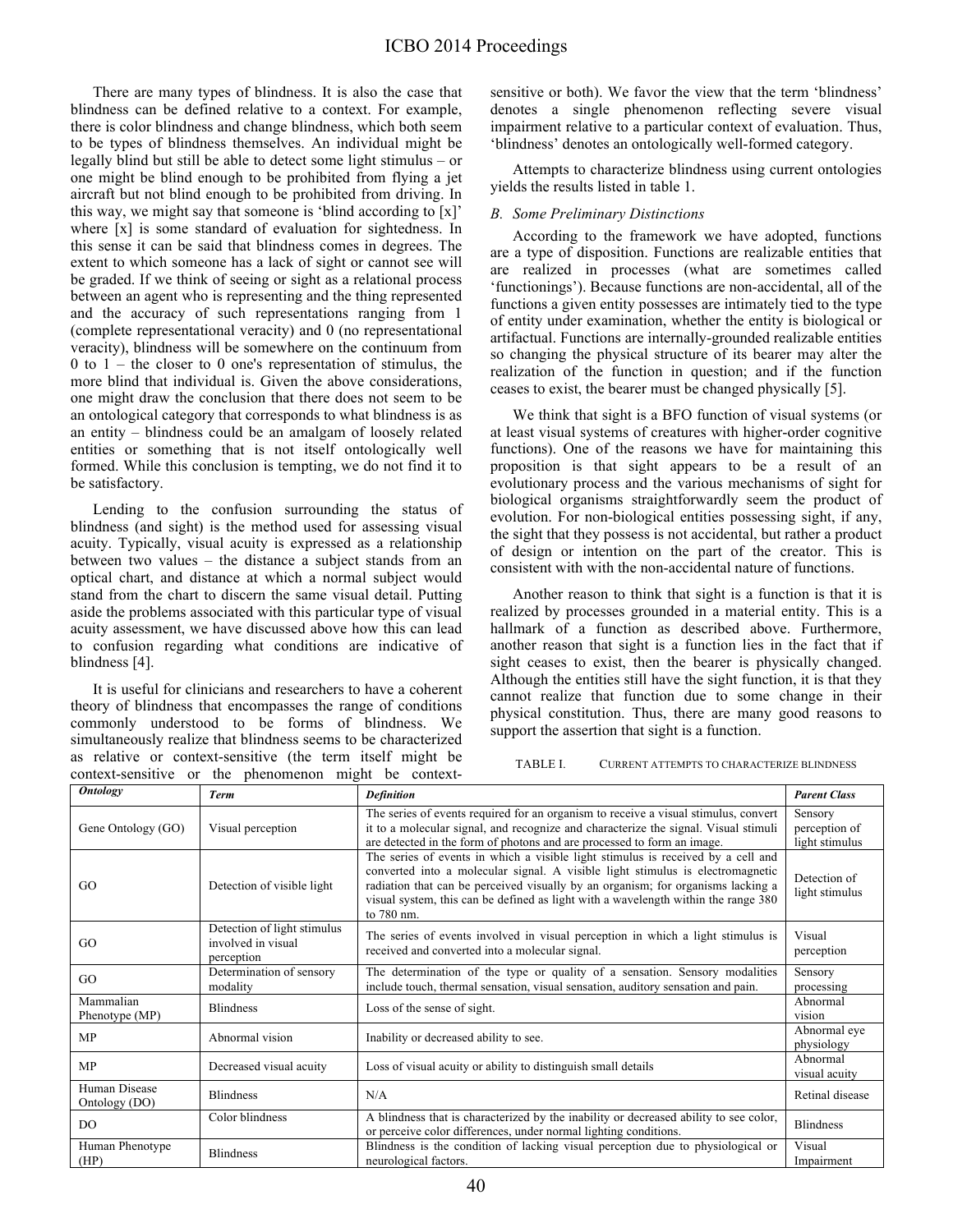There are many types of blindness. It is also the case that blindness can be defined relative to a context. For example, there is color blindness and change blindness, which both seem to be types of blindness themselves. An individual might be legally blind but still be able to detect some light stimulus – or one might be blind enough to be prohibited from flying a jet aircraft but not blind enough to be prohibited from driving. In this way, we might say that someone is 'blind according to [x]' where [x] is some standard of evaluation for sightedness. In this sense it can be said that blindness comes in degrees. The extent to which someone has a lack of sight or cannot see will be graded. If we think of seeing or sight as a relational process between an agent who is representing and the thing represented and the accuracy of such representations ranging from 1 (complete representational veracity) and 0 (no representational veracity), blindness will be somewhere on the continuum from 0 to 1 – the closer to 0 one's representation of stimulus, the more blind that individual is. Given the above considerations, one might draw the conclusion that there does not seem to be an ontological category that corresponds to what blindness is as an entity – blindness could be an amalgam of loosely related entities or something that is not itself ontologically well formed. While this conclusion is tempting, we do not find it to be satisfactory.

Lending to the confusion surrounding the status of blindness (and sight) is the method used for assessing visual acuity. Typically, visual acuity is expressed as a relationship between two values – the distance a subject stands from an optical chart, and distance at which a normal subject would stand from the chart to discern the same visual detail. Putting aside the problems associated with this particular type of visual acuity assessment, we have discussed above how this can lead to confusion regarding what conditions are indicative of blindness [4].

It is useful for clinicians and researchers to have a coherent theory of blindness that encompasses the range of conditions commonly understood to be forms of blindness. We simultaneously realize that blindness seems to be characterized as relative or context-sensitive (the term itself might be context-sensitive or the phenomenon might be context-sensitive or both). We favor the view that the term 'blindness' denotes a single phenomenon reflecting severe visual impairment relative to a particular context of evaluation. Thus, 'blindness' denotes an ontologically well-formed category.

Attempts to characterize blindness using current ontologies yields the results listed in table 1.

### *B. Some Preliminary Distinctions*

According to the framework we have adopted, functions are a type of disposition. Functions are realizable entities that are realized in processes (what are sometimes called 'functionings'). Because functions are non-accidental, all of the functions a given entity possesses are intimately tied to the type of entity under examination, whether the entity is biological or artifactual. Functions are internally-grounded realizable entities so changing the physical structure of its bearer may alter the realization of the function in question; and if the function ceases to exist, the bearer must be changed physically [5].

We think that sight is a BFO function of visual systems (or at least visual systems of creatures with higher-order cognitive functions). One of the reasons we have for maintaining this proposition is that sight appears to be a result of an evolutionary process and the various mechanisms of sight for biological organisms straightforwardly seem the product of evolution. For non-biological entities possessing sight, if any, the sight that they possess is not accidental, but rather a product of design or intention on the part of the creator. This is consistent with with the non-accidental nature of functions.

Another reason to think that sight is a function is that it is realized by processes grounded in a material entity. This is a hallmark of a function as described above. Furthermore, another reason that sight is a function lies in the fact that if sight ceases to exist, then the bearer is physically changed. Although the entities still have the sight function, it is that they cannot realize that function due to some change in their physical constitution. Thus, there are many good reasons to support the assertion that sight is a function.

TABLE I. CURRENT ATTEMPTS TO CHARACTERIZE BLINDNESS

| *Ontology* | *Term* | *Definition* | *Parent Class* |
|---|---|---|---|
| Gene Ontology (GO) | Visual perception | The series of events required for an organism to receive a visual stimulus, convert it to a molecular signal, and recognize and characterize the signal. Visual stimuli are detected in the form of photons and are processed to form an image. | Sensory perception of light stimulus |
| GO | Detection of visible light | The series of events in which a visible light stimulus is received by a cell and converted into a molecular signal. A visible light stimulus is electromagnetic radiation that can be perceived visually by an organism; for organisms lacking a visual system, this can be defined as light with a wavelength within the range 380 to 780 nm. | Detection of light stimulus |
| GO | Detection of light stimulus involved in visual perception | The series of events involved in visual perception in which a light stimulus is received and converted into a molecular signal. | Visual perception |
| GO | Determination of sensory modality | The determination of the type or quality of a sensation. Sensory modalities include touch, thermal sensation, visual sensation, auditory sensation and pain. | Sensory processing |
| Mammalian Phenotype (MP) | Blindness | Loss of the sense of sight. | Abnormal vision |
| MP | Abnormal vision | Inability or decreased ability to see. | Abnormal eye physiology |
| MP | Decreased visual acuity | Loss of visual acuity or ability to distinguish small details | Abnormal visual acuity |
| Human Disease Ontology (DO) | Blindness | N/A | Retinal disease |
| DO | Color blindness | A blindness that is characterized by the inability or decreased ability to see color, or perceive color differences, under normal lighting conditions. | Blindness |
| Human Phenotype (HP) | Blindness | Blindness is the condition of lacking visual perception due to physiological or neurological factors. | Visual Impairment |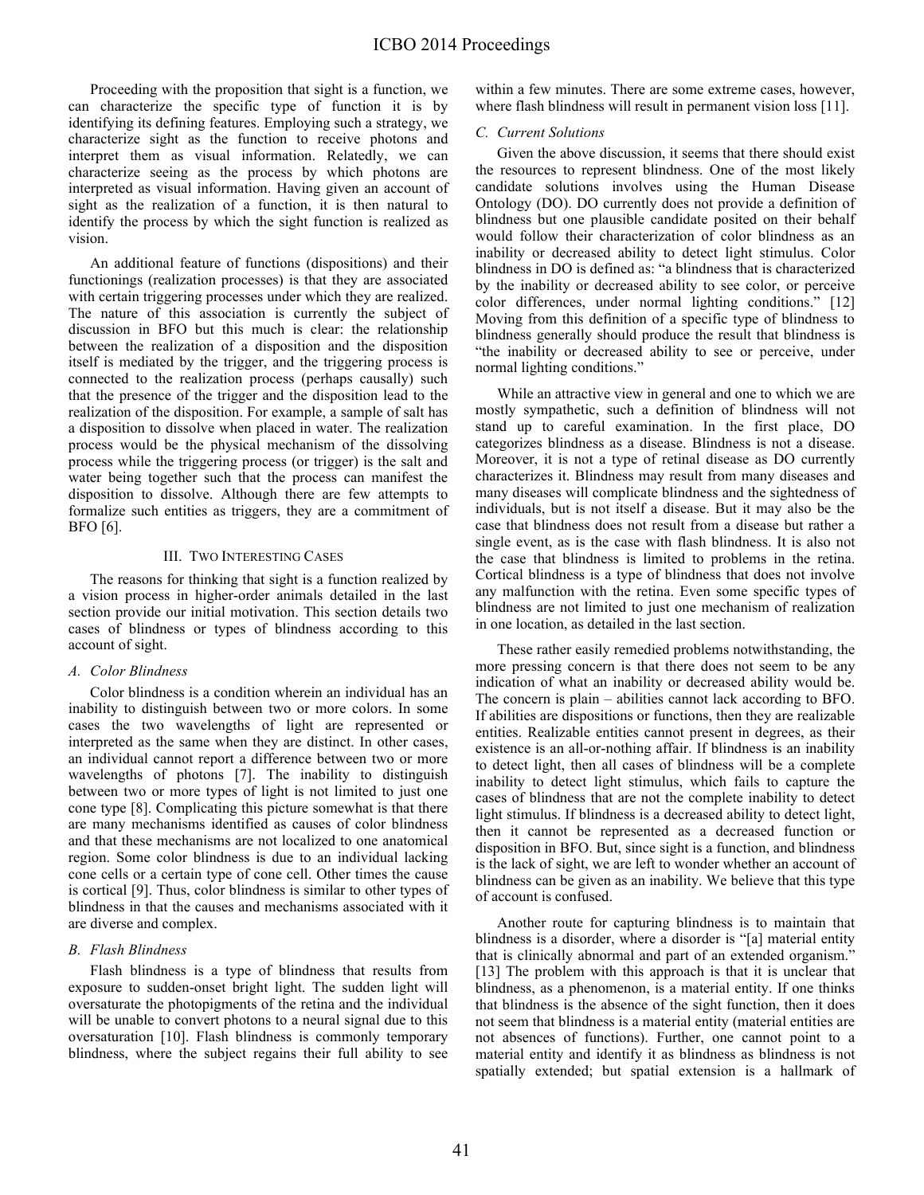Proceeding with the proposition that sight is a function, we can characterize the specific type of function it is by identifying its defining features. Employing such a strategy, we characterize sight as the function to receive photons and interpret them as visual information. Relatedly, we can characterize seeing as the process by which photons are interpreted as visual information. Having given an account of sight as the realization of a function, it is then natural to identify the process by which the sight function is realized as vision.

An additional feature of functions (dispositions) and their functionings (realization processes) is that they are associated with certain triggering processes under which they are realized. The nature of this association is currently the subject of discussion in BFO but this much is clear: the relationship between the realization of a disposition and the disposition itself is mediated by the trigger, and the triggering process is connected to the realization process (perhaps causally) such that the presence of the trigger and the disposition lead to the realization of the disposition. For example, a sample of salt has a disposition to dissolve when placed in water. The realization process would be the physical mechanism of the dissolving process while the triggering process (or trigger) is the salt and water being together such that the process can manifest the disposition to dissolve. Although there are few attempts to formalize such entities as triggers, they are a commitment of BFO [6].

## III. Two Interesting Cases

The reasons for thinking that sight is a function realized by a vision process in higher-order animals detailed in the last section provide our initial motivation. This section details two cases of blindness or types of blindness according to this account of sight.

### *A. Color Blindness*

Color blindness is a condition wherein an individual has an inability to distinguish between two or more colors. In some cases the two wavelengths of light are represented or interpreted as the same when they are distinct. In other cases, an individual cannot report a difference between two or more wavelengths of photons [7]. The inability to distinguish between two or more types of light is not limited to just one cone type [8]. Complicating this picture somewhat is that there are many mechanisms identified as causes of color blindness and that these mechanisms are not localized to one anatomical region. Some color blindness is due to an individual lacking cone cells or a certain type of cone cell. Other times the cause is cortical [9]. Thus, color blindness is similar to other types of blindness in that the causes and mechanisms associated with it are diverse and complex.

### *B. Flash Blindness*

Flash blindness is a type of blindness that results from exposure to sudden-onset bright light. The sudden light will oversaturate the photopigments of the retina and the individual will be unable to convert photons to a neural signal due to this oversaturation [10]. Flash blindness is commonly temporary blindness, where the subject regains their full ability to see within a few minutes. There are some extreme cases, however, where flash blindness will result in permanent vision loss [11].

### *C. Current Solutions*

Given the above discussion, it seems that there should exist the resources to represent blindness. One of the most likely candidate solutions involves using the Human Disease Ontology (DO). DO currently does not provide a definition of blindness but one plausible candidate posited on their behalf would follow their characterization of color blindness as an inability or decreased ability to detect light stimulus. Color blindness in DO is defined as: "a blindness that is characterized by the inability or decreased ability to see color, or perceive color differences, under normal lighting conditions." [12] Moving from this definition of a specific type of blindness to blindness generally should produce the result that blindness is "the inability or decreased ability to see or perceive, under normal lighting conditions."

While an attractive view in general and one to which we are mostly sympathetic, such a definition of blindness will not stand up to careful examination. In the first place, DO categorizes blindness as a disease. Blindness is not a disease. Moreover, it is not a type of retinal disease as DO currently characterizes it. Blindness may result from many diseases and many diseases will complicate blindness and the sightedness of individuals, but is not itself a disease. But it may also be the case that blindness does not result from a disease but rather a single event, as is the case with flash blindness. It is also not the case that blindness is limited to problems in the retina. Cortical blindness is a type of blindness that does not involve any malfunction with the retina. Even some specific types of blindness are not limited to just one mechanism of realization in one location, as detailed in the last section.

These rather easily remedied problems notwithstanding, the more pressing concern is that there does not seem to be any indication of what an inability or decreased ability would be. The concern is plain – abilities cannot lack according to BFO. If abilities are dispositions or functions, then they are realizable entities. Realizable entities cannot present in degrees, as their existence is an all-or-nothing affair. If blindness is an inability to detect light, then all cases of blindness will be a complete inability to detect light stimulus, which fails to capture the cases of blindness that are not the complete inability to detect light stimulus. If blindness is a decreased ability to detect light, then it cannot be represented as a decreased function or disposition in BFO. But, since sight is a function, and blindness is the lack of sight, we are left to wonder whether an account of blindness can be given as an inability. We believe that this type of account is confused.

Another route for capturing blindness is to maintain that blindness is a disorder, where a disorder is "[a] material entity that is clinically abnormal and part of an extended organism." [13] The problem with this approach is that it is unclear that blindness, as a phenomenon, is a material entity. If one thinks that blindness is the absence of the sight function, then it does not seem that blindness is a material entity (material entities are not absences of functions). Further, one cannot point to a material entity and identify it as blindness as blindness is not spatially extended; but spatial extension is a hallmark of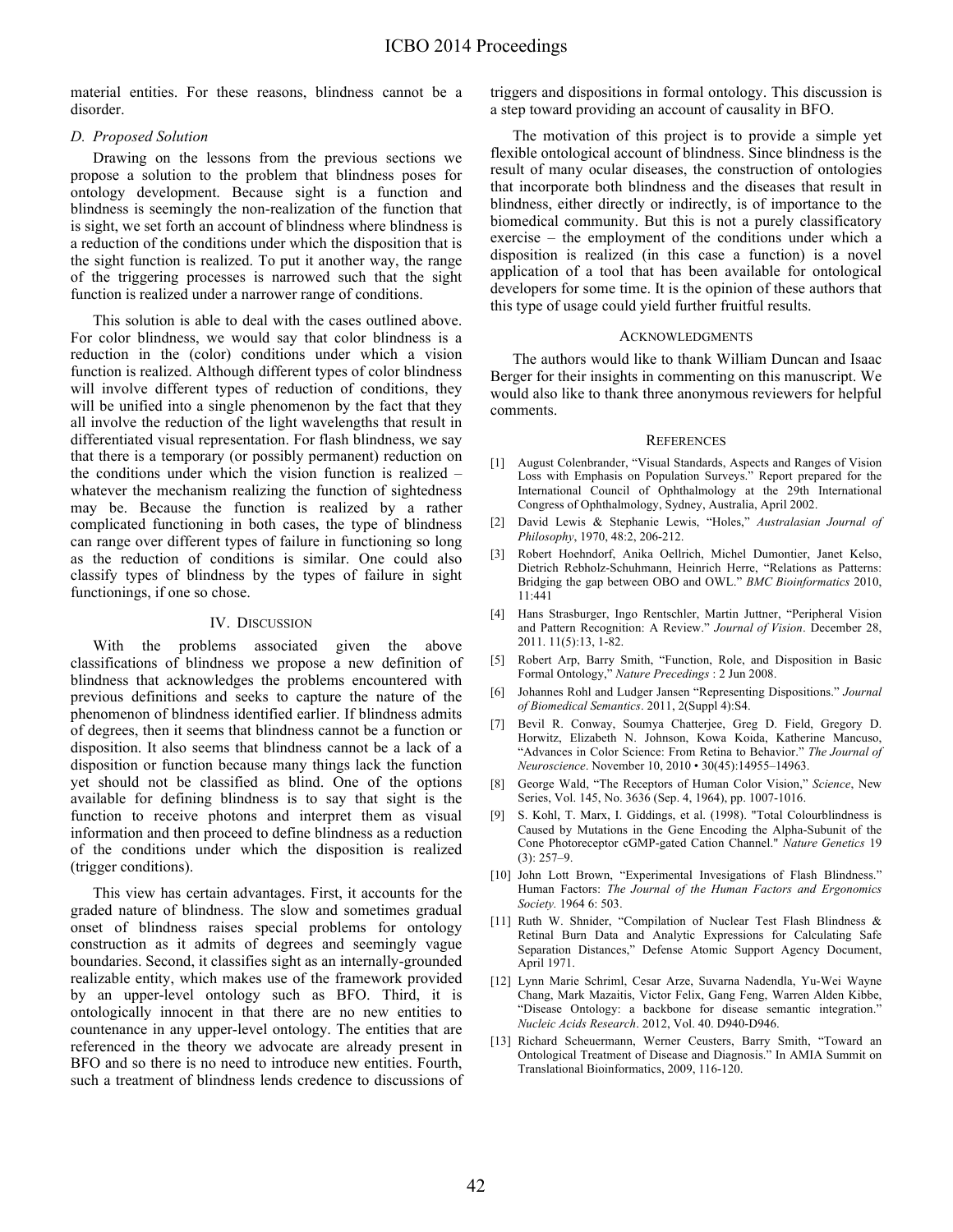material entities. For these reasons, blindness cannot be a disorder.

### *D. Proposed Solution*

Drawing on the lessons from the previous sections we propose a solution to the problem that blindness poses for ontology development. Because sight is a function and blindness is seemingly the non-realization of the function that is sight, we set forth an account of blindness where blindness is a reduction of the conditions under which the disposition that is the sight function is realized. To put it another way, the range of the triggering processes is narrowed such that the sight function is realized under a narrower range of conditions.

This solution is able to deal with the cases outlined above. For color blindness, we would say that color blindness is a reduction in the (color) conditions under which a vision function is realized. Although different types of color blindness will involve different types of reduction of conditions, they will be unified into a single phenomenon by the fact that they all involve the reduction of the light wavelengths that result in differentiated visual representation. For flash blindness, we say that there is a temporary (or possibly permanent) reduction on the conditions under which the vision function is realized – whatever the mechanism realizing the function of sightedness may be. Because the function is realized by a rather complicated functioning in both cases, the type of blindness can range over different types of failure in functioning so long as the reduction of conditions is similar. One could also classify types of blindness by the types of failure in sight functionings, if one so chose.

## IV. Discussion

With the problems associated given the above classifications of blindness we propose a new definition of blindness that acknowledges the problems encountered with previous definitions and seeks to capture the nature of the phenomenon of blindness identified earlier. If blindness admits of degrees, then it seems that blindness cannot be a function or disposition. It also seems that blindness cannot be a lack of a disposition or function because many things lack the function yet should not be classified as blind. One of the options available for defining blindness is to say that sight is the function to receive photons and interpret them as visual information and then proceed to define blindness as a reduction of the conditions under which the disposition is realized (trigger conditions).

This view has certain advantages. First, it accounts for the graded nature of blindness. The slow and sometimes gradual onset of blindness raises special problems for ontology construction as it admits of degrees and seemingly vague boundaries. Second, it classifies sight as an internally-grounded realizable entity, which makes use of the framework provided by an upper-level ontology such as BFO. Third, it is ontologically innocent in that there are no new entities to countenance in any upper-level ontology. The entities that are referenced in the theory we advocate are already present in BFO and so there is no need to introduce new entities. Fourth, such a treatment of blindness lends credence to discussions of triggers and dispositions in formal ontology. This discussion is a step toward providing an account of causality in BFO.

The motivation of this project is to provide a simple yet flexible ontological account of blindness. Since blindness is the result of many ocular diseases, the construction of ontologies that incorporate both blindness and the diseases that result in blindness, either directly or indirectly, is of importance to the biomedical community. But this is not a purely classificatory exercise – the employment of the conditions under which a disposition is realized (in this case a function) is a novel application of a tool that has been available for ontological developers for some time. It is the opinion of these authors that this type of usage could yield further fruitful results.

## Acknowledgments

The authors would like to thank William Duncan and Isaac Berger for their insights in commenting on this manuscript. We would also like to thank three anonymous reviewers for helpful comments.

## References

[1] August Colenbrander, "Visual Standards, Aspects and Ranges of Vision Loss with Emphasis on Population Surveys." Report prepared for the International Council of Ophthalmology at the 29th International Congress of Ophthalmology, Sydney, Australia, April 2002.

[2] David Lewis & Stephanie Lewis, "Holes," *Australasian Journal of Philosophy*, 1970, 48:2, 206-212.

[3] Robert Hoehndorf, Anika Oellrich, Michel Dumontier, Janet Kelso, Dietrich Rebholz-Schuhmann, Heinrich Herre, "Relations as Patterns: Bridging the gap between OBO and OWL." *BMC Bioinformatics* 2010, 11:441

[4] Hans Strasburger, Ingo Rentschler, Martin Juttner, "Peripheral Vision and Pattern Recognition: A Review." *Journal of Vision*. December 28, 2011. 11(5):13, 1-82.

[5] Robert Arp, Barry Smith, "Function, Role, and Disposition in Basic Formal Ontology," *Nature Precedings* : 2 Jun 2008.

[6] Johannes Rohl and Ludger Jansen "Representing Dispositions." *Journal of Biomedical Semantics*. 2011, 2(Suppl 4):S4.

[7] Bevil R. Conway, Soumya Chatterjee, Greg D. Field, Gregory D. Horwitz, Elizabeth N. Johnson, Kowa Koida, Katherine Mancuso, "Advances in Color Science: From Retina to Behavior." *The Journal of Neuroscience*. November 10, 2010 • 30(45):14955–14963.

[8] George Wald, "The Receptors of Human Color Vision," *Science*, New Series, Vol. 145, No. 3636 (Sep. 4, 1964), pp. 1007-1016.

[9] S. Kohl, T. Marx, I. Giddings, et al. (1998). "Total Colourblindness is Caused by Mutations in the Gene Encoding the Alpha-Subunit of the Cone Photoreceptor cGMP-gated Cation Channel." *Nature Genetics* 19 (3): 257–9.

[10] John Lott Brown, "Experimental Invesigations of Flash Blindness." Human Factors: *The Journal of the Human Factors and Ergonomics Society.* 1964 6: 503.

[11] Ruth W. Shnider, "Compilation of Nuclear Test Flash Blindness & Retinal Burn Data and Analytic Expressions for Calculating Safe Separation Distances," Defense Atomic Support Agency Document, April 1971.

[12] Lynn Marie Schriml, Cesar Arze, Suvarna Nadendla, Yu-Wei Wayne Chang, Mark Mazaitis, Victor Felix, Gang Feng, Warren Alden Kibbe, "Disease Ontology: a backbone for disease semantic integration." *Nucleic Acids Research*. 2012, Vol. 40. D940-D946.

[13] Richard Scheuermann, Werner Ceusters, Barry Smith, "Toward an Ontological Treatment of Disease and Diagnosis." In AMIA Summit on Translational Bioinformatics, 2009, 116-120.